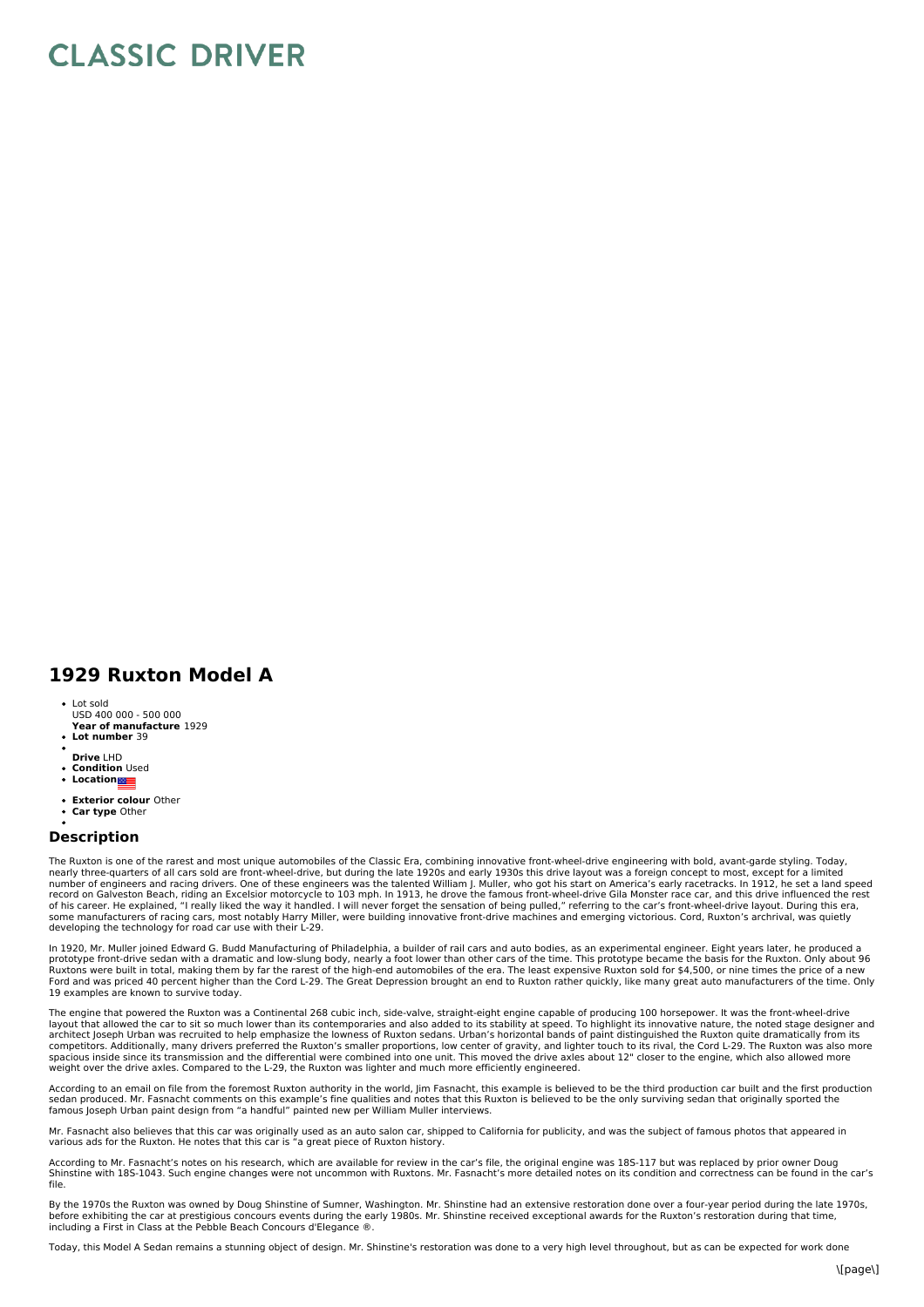# CLASSIC DRIVER

## 1929 Ruxton Model A

- Lot sold
  USD 400 000 - 500 000
  **Year of manufacture** 1929
- **Lot number** 39
- 
  **Drive** LHD
- **Condition** Used
- **Location**
- **Exterior colour** Other
- **Car type** Other
- 

### Description

The Ruxton is one of the rarest and most unique automobiles of the Classic Era, combining innovative front-wheel-drive engineering with bold, avant-garde styling. Today, nearly three-quarters of all cars sold are front-wheel-drive, but during the late 1920s and early 1930s this drive layout was a foreign concept to most, except for a limited number of engineers and racing drivers. One of these engineers was the talented William J. Muller, who got his start on America's early racetracks. In 1912, he set a land speed record on Galveston Beach, riding an Excelsior motorcycle to 103 mph. In 1913, he drove the famous front-wheel-drive Gila Monster race car, and this drive influenced the rest of his career. He explained, "I really liked the way it handled. I will never forget the sensation of being pulled," referring to the car's front-wheel-drive layout. During this era, some manufacturers of racing cars, most notably Harry Miller, were building innovative front-drive machines and emerging victorious. Cord, Ruxton's archrival, was quietly developing the technology for road car use with their L-29.

In 1920, Mr. Muller joined Edward G. Budd Manufacturing of Philadelphia, a builder of rail cars and auto bodies, as an experimental engineer. Eight years later, he produced a prototype front-drive sedan with a dramatic and low-slung body, nearly a foot lower than other cars of the time. This prototype became the basis for the Ruxton. Only about 96 Ruxtons were built in total, making them by far the rarest of the high-end automobiles of the era. The least expensive Ruxton sold for $4,500, or nine times the price of a new Ford and was priced 40 percent higher than the Cord L-29. The Great Depression brought an end to Ruxton rather quickly, like many great auto manufacturers of the time. Only 19 examples are known to survive today.

The engine that powered the Ruxton was a Continental 268 cubic inch, side-valve, straight-eight engine capable of producing 100 horsepower. It was the front-wheel-drive layout that allowed the car to sit so much lower than its contemporaries and also added to its stability at speed. To highlight its innovative nature, the noted stage designer and architect Joseph Urban was recruited to help emphasize the lowness of Ruxton sedans. Urban's horizontal bands of paint distinguished the Ruxton quite dramatically from its competitors. Additionally, many drivers preferred the Ruxton's smaller proportions, low center of gravity, and lighter touch to its rival, the Cord L-29. The Ruxton was also more spacious inside since its transmission and the differential were combined into one unit. This moved the drive axles about 12" closer to the engine, which also allowed more weight over the drive axles. Compared to the L-29, the Ruxton was lighter and much more efficiently engineered.

According to an email on file from the foremost Ruxton authority in the world, Jim Fasnacht, this example is believed to be the third production car built and the first production sedan produced. Mr. Fasnacht comments on this example's fine qualities and notes that this Ruxton is believed to be the only surviving sedan that originally sported the famous Joseph Urban paint design from "a handful" painted new per William Muller interviews.

Mr. Fasnacht also believes that this car was originally used as an auto salon car, shipped to California for publicity, and was the subject of famous photos that appeared in various ads for the Ruxton. He notes that this car is "a great piece of Ruxton history.

According to Mr. Fasnacht's notes on his research, which are available for review in the car's file, the original engine was 18S-117 but was replaced by prior owner Doug Shinstine with 18S-1043. Such engine changes were not uncommon with Ruxtons. Mr. Fasnacht's more detailed notes on its condition and correctness can be found in the car's file.

By the 1970s the Ruxton was owned by Doug Shinstine of Sumner, Washington. Mr. Shinstine had an extensive restoration done over a four-year period during the late 1970s, before exhibiting the car at prestigious concours events during the early 1980s. Mr. Shinstine received exceptional awards for the Ruxton's restoration during that time, including a First in Class at the Pebble Beach Concours d'Elegance ®.

Today, this Model A Sedan remains a stunning object of design. Mr. Shinstine's restoration was done to a very high level throughout, but as can be expected for work done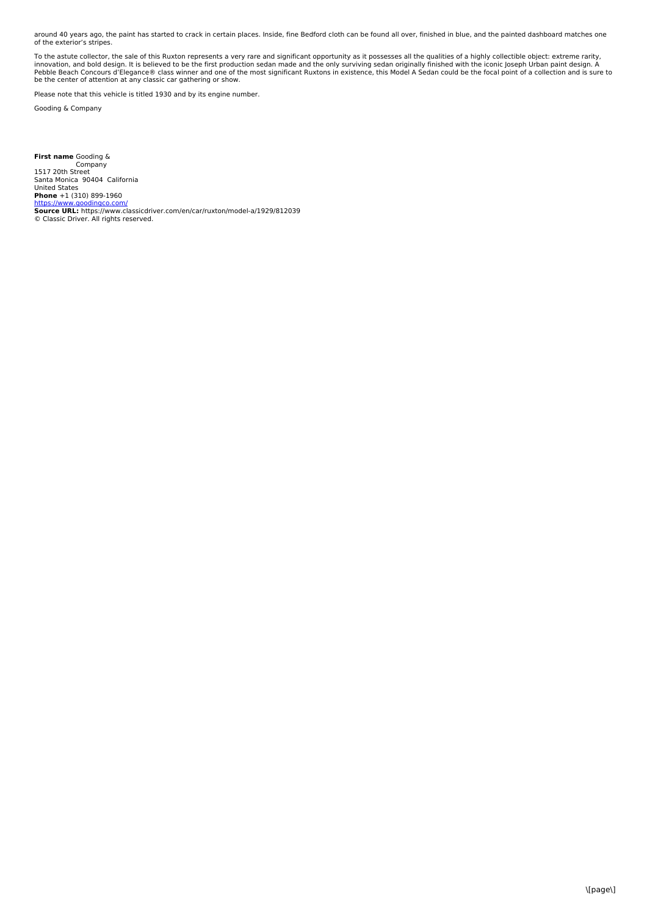around 40 years ago, the paint has started to crack in certain places. Inside, fine Bedford cloth can be found all over, finished in blue, and the painted dashboard matches one of the exterior's stripes.

To the astute collector, the sale of this Ruxton represents a very rare and significant opportunity as it possesses all the qualities of a highly collectible object: extreme rarity, innovation, and bold design. It is believed to be the first production sedan made and the only surviving sedan originally finished with the iconic Joseph Urban paint design. A Pebble Beach Concours d'Elegance® class winner and one of the most significant Ruxtons in existence, this Model A Sedan could be the focal point of a collection and is sure to be the center of attention at any classic car gathering or show.

Please note that this vehicle is titled 1930 and by its engine number.

Gooding & Company

**First name** Gooding & Company
1517 20th Street
Santa Monica 90404 California
United States
**Phone** +1 (310) 899-1960
https://www.goodingco.com/
**Source URL:** https://www.classicdriver.com/en/car/ruxton/model-a/1929/812039
© Classic Driver. All rights reserved.